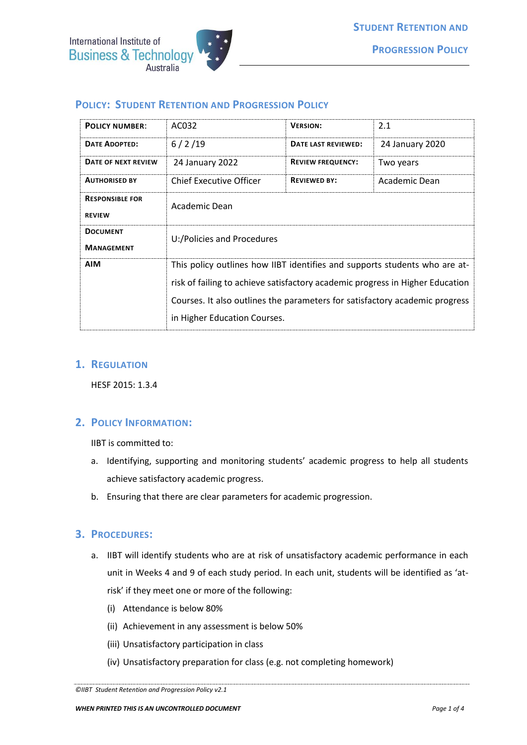# Policy: Student Retention and Progression Policy

| **Policy Number:** | AC032 | **Version:** | 2.1 |
|---|---|---|---|
| **Date Adopted:** | 6 / 2 /19 | **Date Last Reviewed:** | 24 January 2020 |
| **Date of Next Review** | 24 January 2022 | **Review Frequency:** | Two years |
| **Authorised By** | Chief Executive Officer | **Reviewed By:** | Academic Dean |
| **Responsible for Review** | Academic Dean | | |
| **Document Management** | U:/Policies and Procedures | | |
| **Aim** | This policy outlines how IIBT identifies and supports students who are at-risk of failing to achieve satisfactory academic progress in Higher Education Courses. It also outlines the parameters for satisfactory academic progress in Higher Education Courses. | | |

## 1. Regulation

HESF 2015: 1.3.4

## 2. Policy Information:

IIBT is committed to:

a. Identifying, supporting and monitoring students' academic progress to help all students achieve satisfactory academic progress.

b. Ensuring that there are clear parameters for academic progression.

## 3. Procedures:

a. IIBT will identify students who are at risk of unsatisfactory academic performance in each unit in Weeks 4 and 9 of each study period. In each unit, students will be identified as 'at-risk' if they meet one or more of the following:

   (i) Attendance is below 80%

   (ii) Achievement in any assessment is below 50%

   (iii) Unsatisfactory participation in class

   (iv) Unsatisfactory preparation for class (e.g. not completing homework)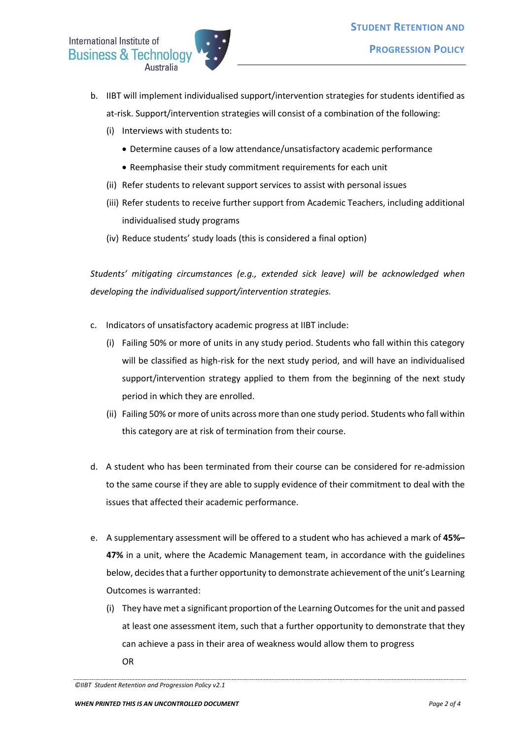b. IIBT will implement individualised support/intervention strategies for students identified as at-risk. Support/intervention strategies will consist of a combination of the following:

   (i) Interviews with students to:

   - Determine causes of a low attendance/unsatisfactory academic performance
   - Reemphasise their study commitment requirements for each unit

   (ii) Refer students to relevant support services to assist with personal issues

   (iii) Refer students to receive further support from Academic Teachers, including additional individualised study programs

   (iv) Reduce students' study loads (this is considered a final option)

*Students' mitigating circumstances (e.g., extended sick leave) will be acknowledged when developing the individualised support/intervention strategies.*

c. Indicators of unsatisfactory academic progress at IIBT include:

   (i) Failing 50% or more of units in any study period. Students who fall within this category will be classified as high-risk for the next study period, and will have an individualised support/intervention strategy applied to them from the beginning of the next study period in which they are enrolled.

   (ii) Failing 50% or more of units across more than one study period. Students who fall within this category are at risk of termination from their course.

d. A student who has been terminated from their course can be considered for re-admission to the same course if they are able to supply evidence of their commitment to deal with the issues that affected their academic performance.

e. A supplementary assessment will be offered to a student who has achieved a mark of **45%–47%** in a unit, where the Academic Management team, in accordance with the guidelines below, decides that a further opportunity to demonstrate achievement of the unit's Learning Outcomes is warranted:

   (i) They have met a significant proportion of the Learning Outcomes for the unit and passed at least one assessment item, such that a further opportunity to demonstrate that they can achieve a pass in their area of weakness would allow them to progress

   OR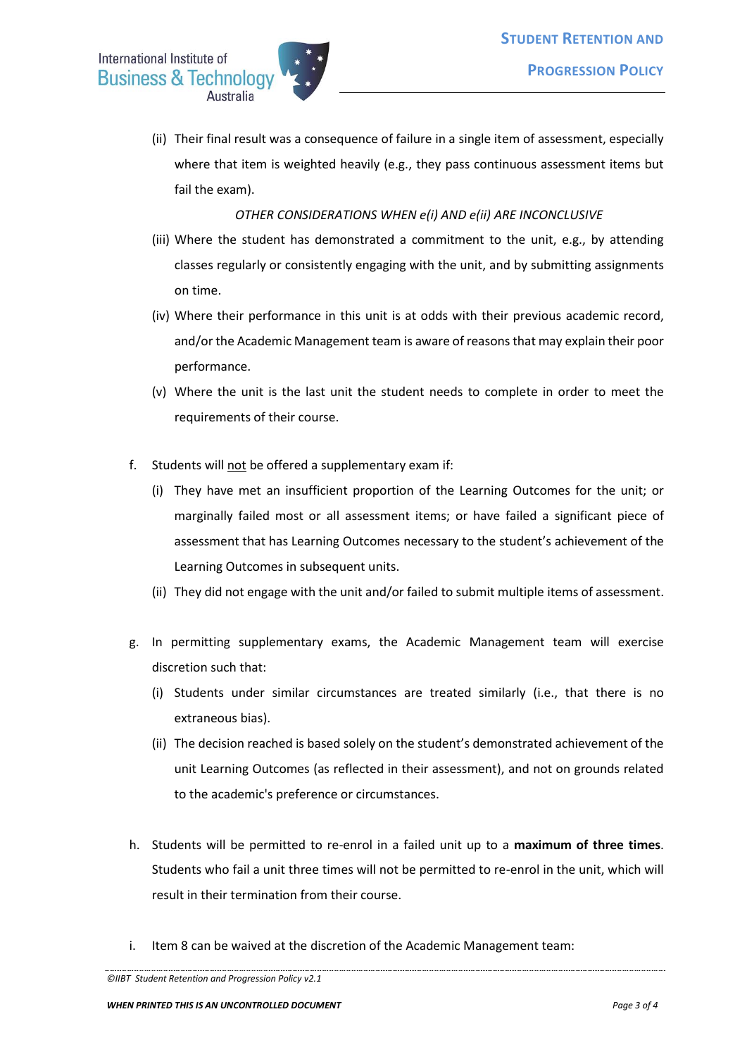(ii) Their final result was a consequence of failure in a single item of assessment, especially where that item is weighted heavily (e.g., they pass continuous assessment items but fail the exam).

   *OTHER CONSIDERATIONS WHEN e(i) AND e(ii) ARE INCONCLUSIVE*

   (iii) Where the student has demonstrated a commitment to the unit, e.g., by attending classes regularly or consistently engaging with the unit, and by submitting assignments on time.

   (iv) Where their performance in this unit is at odds with their previous academic record, and/or the Academic Management team is aware of reasons that may explain their poor performance.

   (v) Where the unit is the last unit the student needs to complete in order to meet the requirements of their course.

f. Students will <u>not</u> be offered a supplementary exam if:

   (i) They have met an insufficient proportion of the Learning Outcomes for the unit; or marginally failed most or all assessment items; or have failed a significant piece of assessment that has Learning Outcomes necessary to the student's achievement of the Learning Outcomes in subsequent units.

   (ii) They did not engage with the unit and/or failed to submit multiple items of assessment.

g. In permitting supplementary exams, the Academic Management team will exercise discretion such that:

   (i) Students under similar circumstances are treated similarly (i.e., that there is no extraneous bias).

   (ii) The decision reached is based solely on the student's demonstrated achievement of the unit Learning Outcomes (as reflected in their assessment), and not on grounds related to the academic's preference or circumstances.

h. Students will be permitted to re-enrol in a failed unit up to a **maximum of three times**. Students who fail a unit three times will not be permitted to re-enrol in the unit, which will result in their termination from their course.

i. Item 8 can be waived at the discretion of the Academic Management team: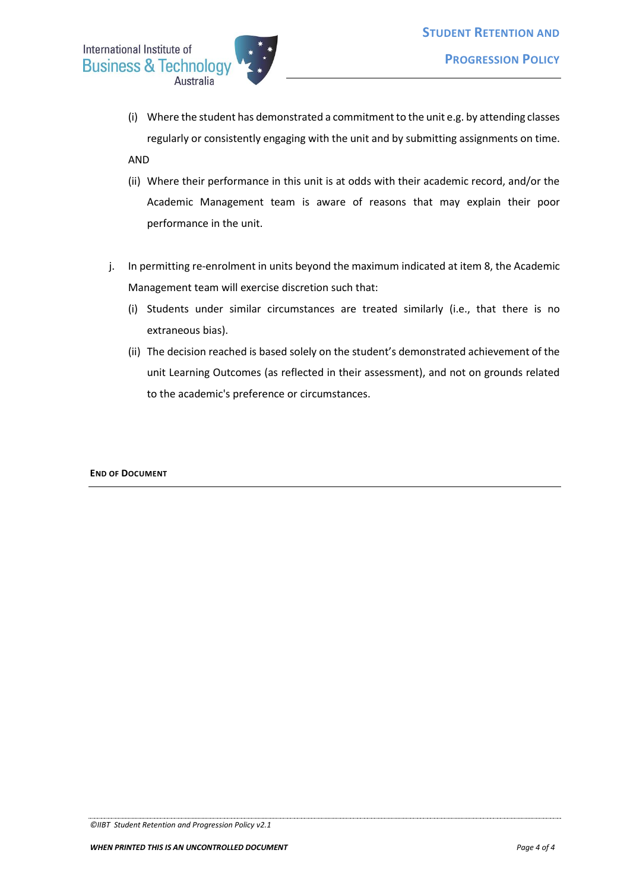(i) Where the student has demonstrated a commitment to the unit e.g. by attending classes regularly or consistently engaging with the unit and by submitting assignments on time.

AND

(ii) Where their performance in this unit is at odds with their academic record, and/or the Academic Management team is aware of reasons that may explain their poor performance in the unit.

j. In permitting re-enrolment in units beyond the maximum indicated at item 8, the Academic Management team will exercise discretion such that:

   (i) Students under similar circumstances are treated similarly (i.e., that there is no extraneous bias).

   (ii) The decision reached is based solely on the student's demonstrated achievement of the unit Learning Outcomes (as reflected in their assessment), and not on grounds related to the academic's preference or circumstances.

**END OF DOCUMENT**